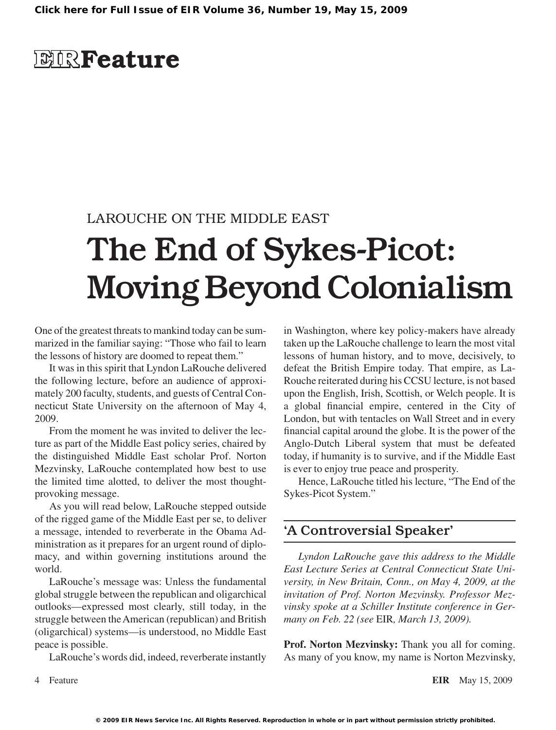# EIR Feature

LAROUCHE ON THE MIDDLE EAST

# The End of Sykes-Picot: Moving Beyond Colonialism

One of the greatest threats to mankind today can be summarized in the familiar saying: "Those who fail to learn the lessons of history are doomed to repeat them."

It was in this spirit that Lyndon LaRouche delivered the following lecture, before an audience of approximately 200 faculty, students, and guests of Central Connecticut State University on the afternoon of May 4, 2009.

From the moment he was invited to deliver the lecture as part of the Middle East policy series, chaired by the distinguished Middle East scholar Prof. Norton Mezvinsky, LaRouche contemplated how best to use the limited time alotted, to deliver the most thought-provoking message.

As you will read below, LaRouche stepped outside of the rigged game of the Middle East per se, to deliver a message, intended to reverberate in the Obama Administration as it prepares for an urgent round of diplomacy, and within governing institutions around the world.

LaRouche's message was: Unless the fundamental global struggle between the republican and oligarchical outlooks—expressed most clearly, still today, in the struggle between the American (republican) and British (oligarchical) systems—is understood, no Middle East peace is possible.

LaRouche's words did, indeed, reverberate instantly in Washington, where key policy-makers have already taken up the LaRouche challenge to learn the most vital lessons of human history, and to move, decisively, to defeat the British Empire today. That empire, as LaRouche reiterated during his CCSU lecture, is not based upon the English, Irish, Scottish, or Welch people. It is a global financial empire, centered in the City of London, but with tentacles on Wall Street and in every financial capital around the globe. It is the power of the Anglo-Dutch Liberal system that must be defeated today, if humanity is to survive, and if the Middle East is ever to enjoy true peace and prosperity.

Hence, LaRouche titled his lecture, "The End of the Sykes-Picot System."

## 'A Controversial Speaker'

*Lyndon LaRouche gave this address to the Middle East Lecture Series at Central Connecticut State University, in New Britain, Conn., on May 4, 2009, at the invitation of Prof. Norton Mezvinsky. Professor Mezvinsky spoke at a Schiller Institute conference in Germany on Feb. 22 (see* EIR*, March 13, 2009).*

**Prof. Norton Mezvinsky:** Thank you all for coming. As many of you know, my name is Norton Mezvinsky,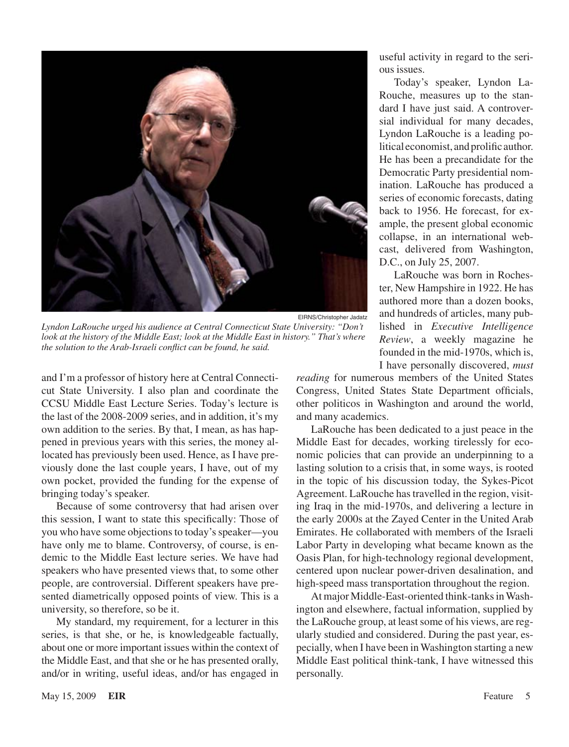EIRNS/Christopher Jadatz

*Lyndon LaRouche urged his audience at Central Connecticut State University: "Don't look at the history of the Middle East; look at the Middle East in history." That's where the solution to the Arab-Israeli conflict can be found, he said.*

and I'm a professor of history here at Central Connecticut State University. I also plan and coordinate the CCSU Middle East Lecture Series. Today's lecture is the last of the 2008-2009 series, and in addition, it's my own addition to the series. By that, I mean, as has happened in previous years with this series, the money allocated has previously been used. Hence, as I have previously done the last couple years, I have, out of my own pocket, provided the funding for the expense of bringing today's speaker.

Because of some controversy that had arisen over this session, I want to state this specifically: Those of you who have some objections to today's speaker—you have only me to blame. Controversy, of course, is endemic to the Middle East lecture series. We have had speakers who have presented views that, to some other people, are controversial. Different speakers have presented diametrically opposed points of view. This is a university, so therefore, so be it.

My standard, my requirement, for a lecturer in this series, is that she, or he, is knowledgeable factually, about one or more important issues within the context of the Middle East, and that she or he has presented orally, and/or in writing, useful ideas, and/or has engaged in useful activity in regard to the serious issues.

Today's speaker, Lyndon LaRouche, measures up to the standard I have just said. A controversial individual for many decades, Lyndon LaRouche is a leading political economist, and prolific author. He has been a precandidate for the Democratic Party presidential nomination. LaRouche has produced a series of economic forecasts, dating back to 1956. He forecast, for example, the present global economic collapse, in an international webcast, delivered from Washington, D.C., on July 25, 2007.

LaRouche was born in Rochester, New Hampshire in 1922. He has authored more than a dozen books, and hundreds of articles, many published in *Executive Intelligence Review*, a weekly magazine he founded in the mid-1970s, which is, I have personally discovered, *must reading* for numerous members of the United States Congress, United States State Department officials, other politicos in Washington and around the world, and many academics.

LaRouche has been dedicated to a just peace in the Middle East for decades, working tirelessly for economic policies that can provide an underpinning to a lasting solution to a crisis that, in some ways, is rooted in the topic of his discussion today, the Sykes-Picot Agreement. LaRouche has travelled in the region, visiting Iraq in the mid-1970s, and delivering a lecture in the early 2000s at the Zayed Center in the United Arab Emirates. He collaborated with members of the Israeli Labor Party in developing what became known as the Oasis Plan, for high-technology regional development, centered upon nuclear power-driven desalination, and high-speed mass transportation throughout the region.

At major Middle-East-oriented think-tanks in Washington and elsewhere, factual information, supplied by the LaRouche group, at least some of his views, are regularly studied and considered. During the past year, especially, when I have been in Washington starting a new Middle East political think-tank, I have witnessed this personally.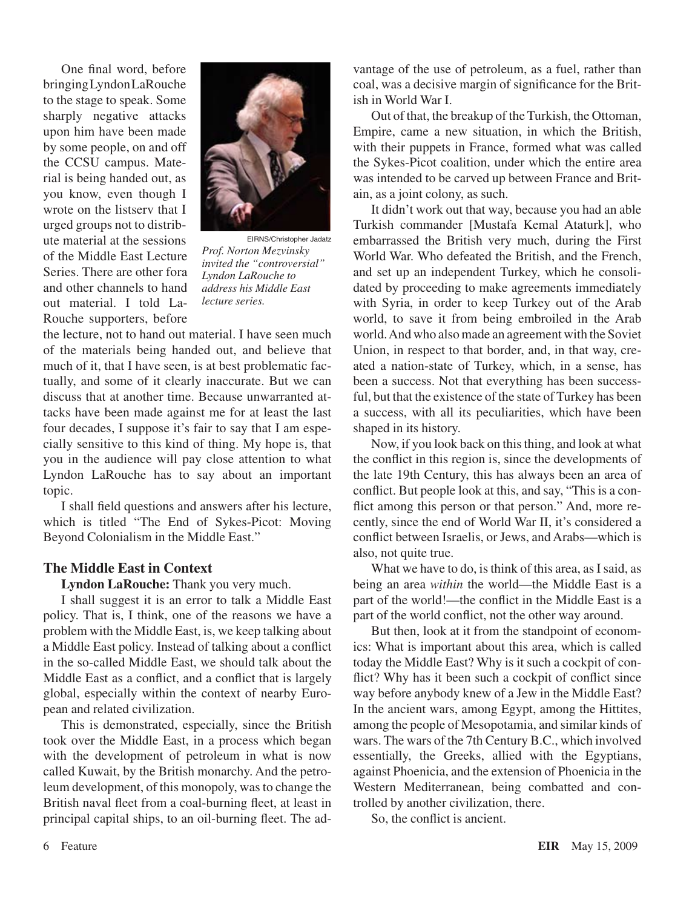One final word, before bringing Lyndon LaRouche to the stage to speak. Some sharply negative attacks upon him have been made by some people, on and off the CCSU campus. Material is being handed out, as you know, even though I wrote on the listserv that I urged groups not to distribute material at the sessions of the Middle East Lecture Series. There are other fora and other channels to hand out material. I told LaRouche supporters, before the lecture, not to hand out material. I have seen much of the materials being handed out, and believe that much of it, that I have seen, is at best problematic factually, and some of it clearly inaccurate. But we can discuss that at another time. Because unwarranted attacks have been made against me for at least the last four decades, I suppose it's fair to say that I am especially sensitive to this kind of thing. My hope is, that you in the audience will pay close attention to what Lyndon LaRouche has to say about an important topic.

EIRNS/Christopher Jadatz

*Prof. Norton Mezvinsky invited the "controversial" Lyndon LaRouche to address his Middle East lecture series.*

I shall field questions and answers after his lecture, which is titled "The End of Sykes-Picot: Moving Beyond Colonialism in the Middle East."

## The Middle East in Context

**Lyndon LaRouche:** Thank you very much.

I shall suggest it is an error to talk a Middle East policy. That is, I think, one of the reasons we have a problem with the Middle East, is, we keep talking about a Middle East policy. Instead of talking about a conflict in the so-called Middle East, we should talk about the Middle East as a conflict, and a conflict that is largely global, especially within the context of nearby European and related civilization.

This is demonstrated, especially, since the British took over the Middle East, in a process which began with the development of petroleum in what is now called Kuwait, by the British monarchy. And the petroleum development, of this monopoly, was to change the British naval fleet from a coal-burning fleet, at least in principal capital ships, to an oil-burning fleet. The advantage of the use of petroleum, as a fuel, rather than coal, was a decisive margin of significance for the British in World War I.

Out of that, the breakup of the Turkish, the Ottoman, Empire, came a new situation, in which the British, with their puppets in France, formed what was called the Sykes-Picot coalition, under which the entire area was intended to be carved up between France and Britain, as a joint colony, as such.

It didn't work out that way, because you had an able Turkish commander [Mustafa Kemal Ataturk], who embarrassed the British very much, during the First World War. Who defeated the British, and the French, and set up an independent Turkey, which he consolidated by proceeding to make agreements immediately with Syria, in order to keep Turkey out of the Arab world, to save it from being embroiled in the Arab world. And who also made an agreement with the Soviet Union, in respect to that border, and, in that way, created a nation-state of Turkey, which, in a sense, has been a success. Not that everything has been successful, but that the existence of the state of Turkey has been a success, with all its peculiarities, which have been shaped in its history.

Now, if you look back on this thing, and look at what the conflict in this region is, since the developments of the late 19th Century, this has always been an area of conflict. But people look at this, and say, "This is a conflict among this person or that person." And, more recently, since the end of World War II, it's considered a conflict between Israelis, or Jews, and Arabs—which is also, not quite true.

What we have to do, is think of this area, as I said, as being an area *within* the world—the Middle East is a part of the world!—the conflict in the Middle East is a part of the world conflict, not the other way around.

But then, look at it from the standpoint of economics: What is important about this area, which is called today the Middle East? Why is it such a cockpit of conflict? Why has it been such a cockpit of conflict since way before anybody knew of a Jew in the Middle East? In the ancient wars, among Egypt, among the Hittites, among the people of Mesopotamia, and similar kinds of wars. The wars of the 7th Century B.C., which involved essentially, the Greeks, allied with the Egyptians, against Phoenicia, and the extension of Phoenicia in the Western Mediterranean, being combatted and controlled by another civilization, there.

So, the conflict is ancient.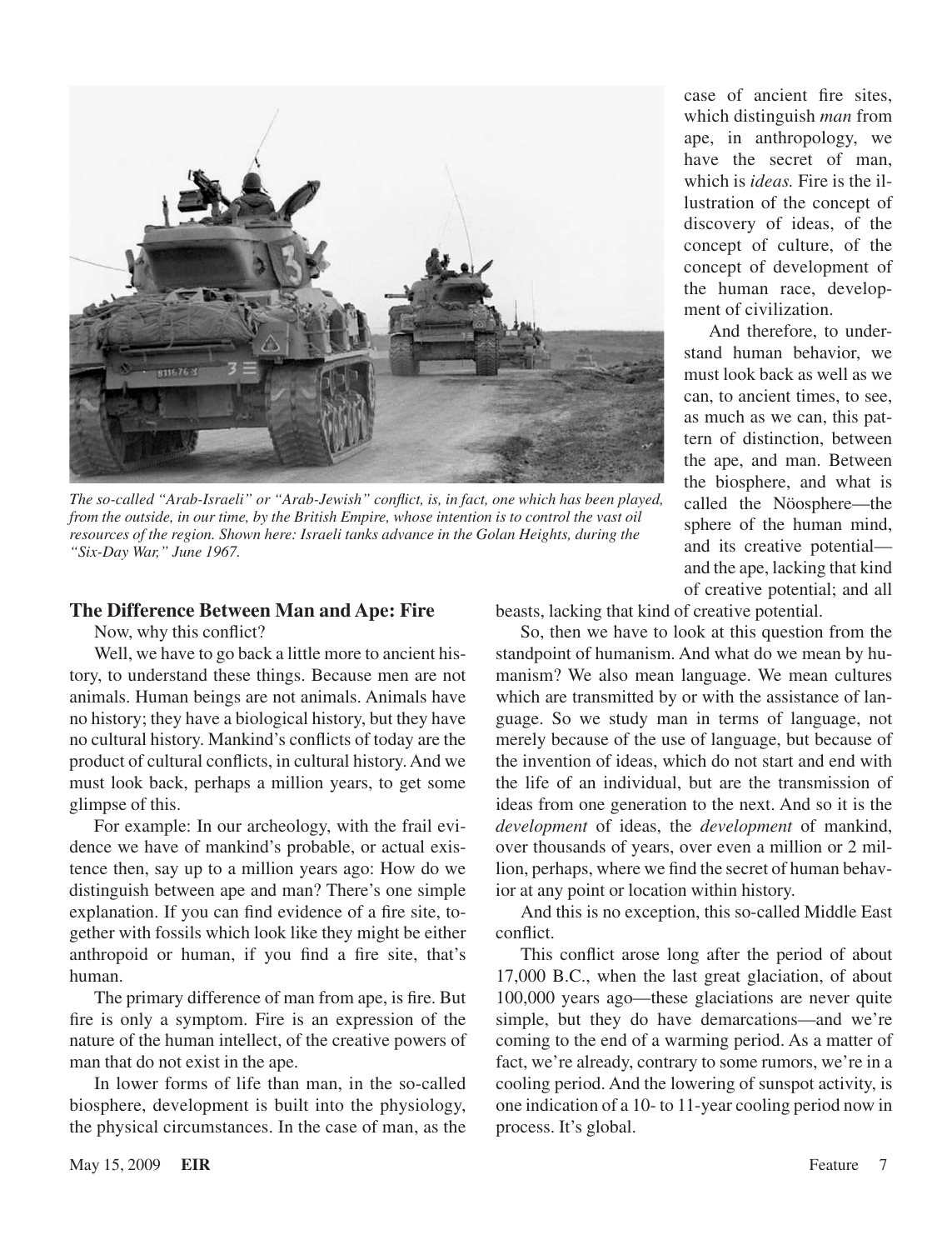*The so-called "Arab-Israeli" or "Arab-Jewish" conflict, is, in fact, one which has been played, from the outside, in our time, by the British Empire, whose intention is to control the vast oil resources of the region. Shown here: Israeli tanks advance in the Golan Heights, during the "Six-Day War," June 1967.*

## The Difference Between Man and Ape: Fire

Now, why this conflict?

Well, we have to go back a little more to ancient history, to understand these things. Because men are not animals. Human beings are not animals. Animals have no history; they have a biological history, but they have no cultural history. Mankind's conflicts of today are the product of cultural conflicts, in cultural history. And we must look back, perhaps a million years, to get some glimpse of this.

For example: In our archeology, with the frail evidence we have of mankind's probable, or actual existence then, say up to a million years ago: How do we distinguish between ape and man? There's one simple explanation. If you can find evidence of a fire site, together with fossils which look like they might be either anthropoid or human, if you find a fire site, that's human.

The primary difference of man from ape, is fire. But fire is only a symptom. Fire is an expression of the nature of the human intellect, of the creative powers of man that do not exist in the ape.

In lower forms of life than man, in the so-called biosphere, development is built into the physiology, the physical circumstances. In the case of man, as the case of ancient fire sites, which distinguish *man* from ape, in anthropology, we have the secret of man, which is *ideas.* Fire is the illustration of the concept of discovery of ideas, of the concept of culture, of the concept of development of the human race, development of civilization.

And therefore, to understand human behavior, we must look back as well as we can, to ancient times, to see, as much as we can, this pattern of distinction, between the ape, and man. Between the biosphere, and what is called the Nöosphere—the sphere of the human mind, and its creative potential—and the ape, lacking that kind of creative potential; and all beasts, lacking that kind of creative potential.

So, then we have to look at this question from the standpoint of humanism. And what do we mean by humanism? We also mean language. We mean cultures which are transmitted by or with the assistance of language. So we study man in terms of language, not merely because of the use of language, but because of the invention of ideas, which do not start and end with the life of an individual, but are the transmission of ideas from one generation to the next. And so it is the *development* of ideas, the *development* of mankind, over thousands of years, over even a million or 2 million, perhaps, where we find the secret of human behavior at any point or location within history.

And this is no exception, this so-called Middle East conflict.

This conflict arose long after the period of about 17,000 B.C., when the last great glaciation, of about 100,000 years ago—these glaciations are never quite simple, but they do have demarcations—and we're coming to the end of a warming period. As a matter of fact, we're already, contrary to some rumors, we're in a cooling period. And the lowering of sunspot activity, is one indication of a 10- to 11-year cooling period now in process. It's global.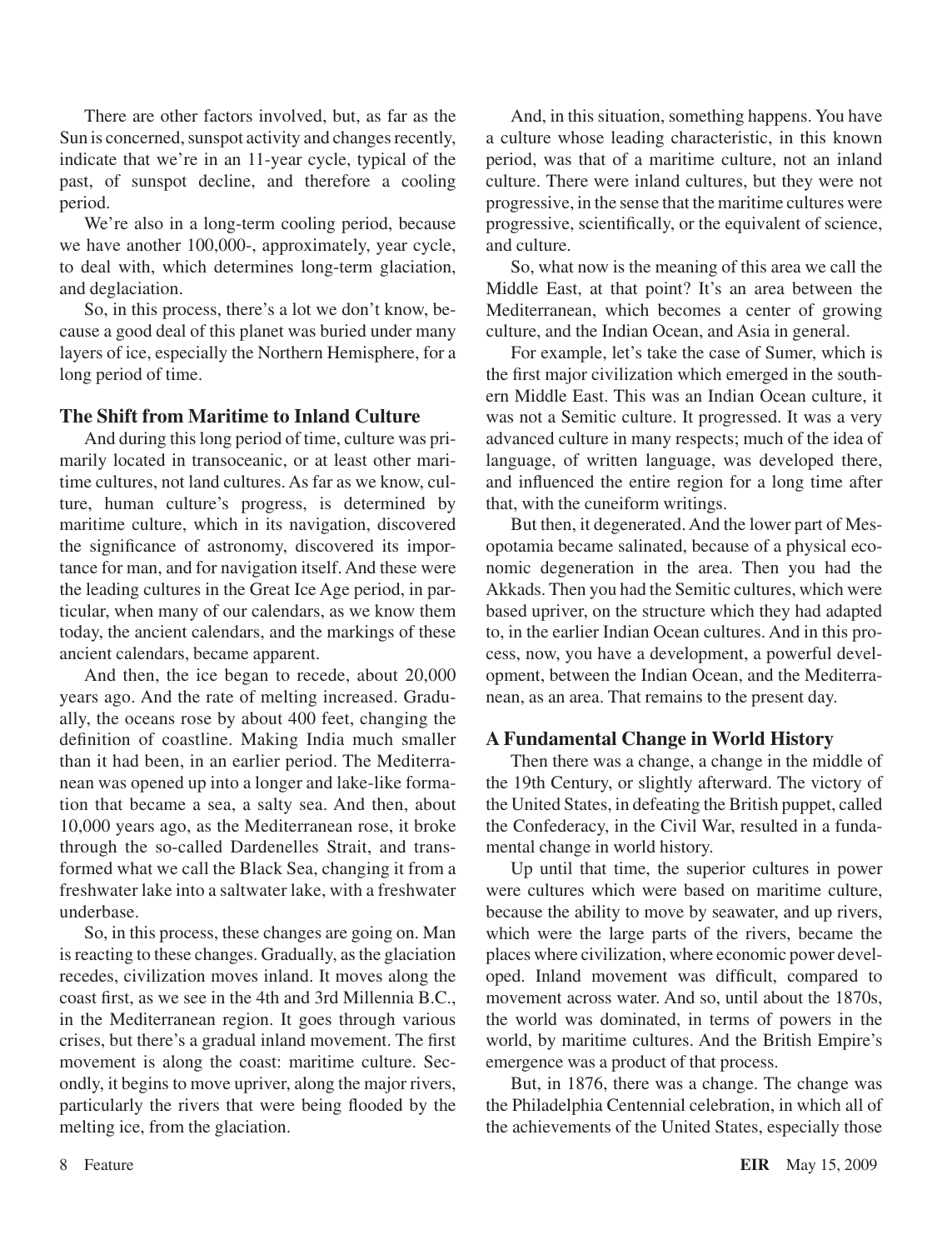There are other factors involved, but, as far as the Sun is concerned, sunspot activity and changes recently, indicate that we're in an 11-year cycle, typical of the past, of sunspot decline, and therefore a cooling period.

We're also in a long-term cooling period, because we have another 100,000-, approximately, year cycle, to deal with, which determines long-term glaciation, and deglaciation.

So, in this process, there's a lot we don't know, because a good deal of this planet was buried under many layers of ice, especially the Northern Hemisphere, for a long period of time.

## The Shift from Maritime to Inland Culture

And during this long period of time, culture was primarily located in transoceanic, or at least other maritime cultures, not land cultures. As far as we know, culture, human culture's progress, is determined by maritime culture, which in its navigation, discovered the significance of astronomy, discovered its importance for man, and for navigation itself. And these were the leading cultures in the Great Ice Age period, in particular, when many of our calendars, as we know them today, the ancient calendars, and the markings of these ancient calendars, became apparent.

And then, the ice began to recede, about 20,000 years ago. And the rate of melting increased. Gradually, the oceans rose by about 400 feet, changing the definition of coastline. Making India much smaller than it had been, in an earlier period. The Mediterranean was opened up into a longer and lake-like formation that became a sea, a salty sea. And then, about 10,000 years ago, as the Mediterranean rose, it broke through the so-called Dardenelles Strait, and transformed what we call the Black Sea, changing it from a freshwater lake into a saltwater lake, with a freshwater underbase.

So, in this process, these changes are going on. Man is reacting to these changes. Gradually, as the glaciation recedes, civilization moves inland. It moves along the coast first, as we see in the 4th and 3rd Millennia B.C., in the Mediterranean region. It goes through various crises, but there's a gradual inland movement. The first movement is along the coast: maritime culture. Secondly, it begins to move upriver, along the major rivers, particularly the rivers that were being flooded by the melting ice, from the glaciation.

And, in this situation, something happens. You have a culture whose leading characteristic, in this known period, was that of a maritime culture, not an inland culture. There were inland cultures, but they were not progressive, in the sense that the maritime cultures were progressive, scientifically, or the equivalent of science, and culture.

So, what now is the meaning of this area we call the Middle East, at that point? It's an area between the Mediterranean, which becomes a center of growing culture, and the Indian Ocean, and Asia in general.

For example, let's take the case of Sumer, which is the first major civilization which emerged in the southern Middle East. This was an Indian Ocean culture, it was not a Semitic culture. It progressed. It was a very advanced culture in many respects; much of the idea of language, of written language, was developed there, and influenced the entire region for a long time after that, with the cuneiform writings.

But then, it degenerated. And the lower part of Mesopotamia became salinated, because of a physical economic degeneration in the area. Then you had the Akkads. Then you had the Semitic cultures, which were based upriver, on the structure which they had adapted to, in the earlier Indian Ocean cultures. And in this process, now, you have a development, a powerful development, between the Indian Ocean, and the Mediterranean, as an area. That remains to the present day.

## A Fundamental Change in World History

Then there was a change, a change in the middle of the 19th Century, or slightly afterward. The victory of the United States, in defeating the British puppet, called the Confederacy, in the Civil War, resulted in a fundamental change in world history.

Up until that time, the superior cultures in power were cultures which were based on maritime culture, because the ability to move by seawater, and up rivers, which were the large parts of the rivers, became the places where civilization, where economic power developed. Inland movement was difficult, compared to movement across water. And so, until about the 1870s, the world was dominated, in terms of powers in the world, by maritime cultures. And the British Empire's emergence was a product of that process.

But, in 1876, there was a change. The change was the Philadelphia Centennial celebration, in which all of the achievements of the United States, especially those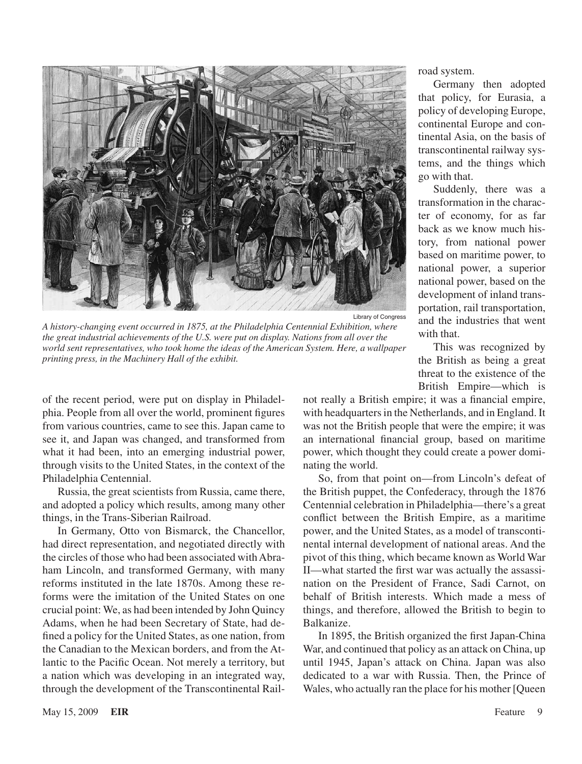Library of Congress

*A history-changing event occurred in 1875, at the Philadelphia Centennial Exhibition, where the great industrial achievements of the U.S. were put on display. Nations from all over the world sent representatives, who took home the ideas of the American System. Here, a wallpaper printing press, in the Machinery Hall of the exhibit.*

of the recent period, were put on display in Philadelphia. People from all over the world, prominent figures from various countries, came to see this. Japan came to see it, and Japan was changed, and transformed from what it had been, into an emerging industrial power, through visits to the United States, in the context of the Philadelphia Centennial.

Russia, the great scientists from Russia, came there, and adopted a policy which results, among many other things, in the Trans-Siberian Railroad.

In Germany, Otto von Bismarck, the Chancellor, had direct representation, and negotiated directly with the circles of those who had been associated with Abraham Lincoln, and transformed Germany, with many reforms instituted in the late 1870s. Among these reforms were the imitation of the United States on one crucial point: We, as had been intended by John Quincy Adams, when he had been Secretary of State, had defined a policy for the United States, as one nation, from the Canadian to the Mexican borders, and from the Atlantic to the Pacific Ocean. Not merely a territory, but a nation which was developing in an integrated way, through the development of the Transcontinental Railroad system.

Germany then adopted that policy, for Eurasia, a policy of developing Europe, continental Europe and continental Asia, on the basis of transcontinental railway systems, and the things which go with that.

Suddenly, there was a transformation in the character of economy, for as far back as we know much history, from national power based on maritime power, to national power, a superior national power, based on the development of inland transportation, rail transportation, and the industries that went with that.

This was recognized by the British as being a great threat to the existence of the British Empire—which is not really a British empire; it was a financial empire, with headquarters in the Netherlands, and in England. It was not the British people that were the empire; it was an international financial group, based on maritime power, which thought they could create a power dominating the world.

So, from that point on—from Lincoln's defeat of the British puppet, the Confederacy, through the 1876 Centennial celebration in Philadelphia—there's a great conflict between the British Empire, as a maritime power, and the United States, as a model of transcontinental internal development of national areas. And the pivot of this thing, which became known as World War II—what started the first war was actually the assassination on the President of France, Sadi Carnot, on behalf of British interests. Which made a mess of things, and therefore, allowed the British to begin to Balkanize.

In 1895, the British organized the first Japan-China War, and continued that policy as an attack on China, up until 1945, Japan's attack on China. Japan was also dedicated to a war with Russia. Then, the Prince of Wales, who actually ran the place for his mother [Queen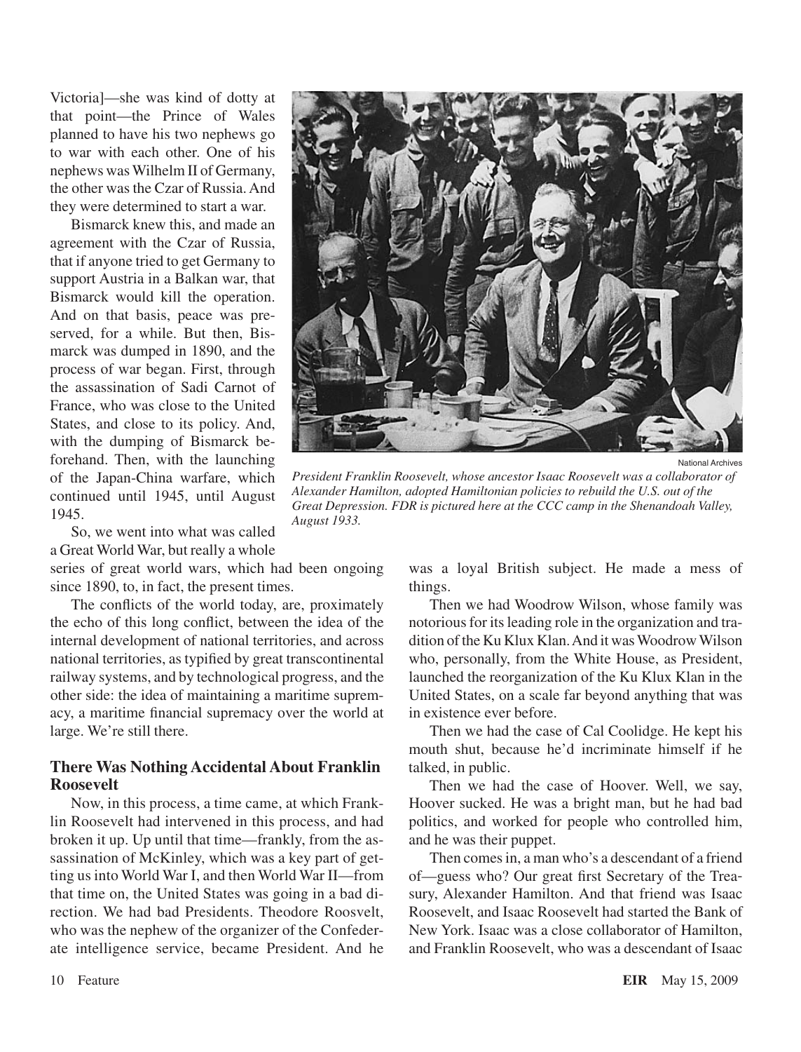Victoria]—she was kind of dotty at that point—the Prince of Wales planned to have his two nephews go to war with each other. One of his nephews was Wilhelm II of Germany, the other was the Czar of Russia. And they were determined to start a war.

Bismarck knew this, and made an agreement with the Czar of Russia, that if anyone tried to get Germany to support Austria in a Balkan war, that Bismarck would kill the operation. And on that basis, peace was preserved, for a while. But then, Bismarck was dumped in 1890, and the process of war began. First, through the assassination of Sadi Carnot of France, who was close to the United States, and close to its policy. And, with the dumping of Bismarck beforehand. Then, with the launching of the Japan-China warfare, which continued until 1945, until August 1945.

So, we went into what was called a Great World War, but really a whole series of great world wars, which had been ongoing since 1890, to, in fact, the present times.

The conflicts of the world today, are, proximately the echo of this long conflict, between the idea of the internal development of national territories, and across national territories, as typified by great transcontinental railway systems, and by technological progress, and the other side: the idea of maintaining a maritime supremacy, a maritime financial supremacy over the world at large. We're still there.

National Archives

*President Franklin Roosevelt, whose ancestor Isaac Roosevelt was a collaborator of Alexander Hamilton, adopted Hamiltonian policies to rebuild the U.S. out of the Great Depression. FDR is pictured here at the CCC camp in the Shenandoah Valley, August 1933.*

## There Was Nothing Accidental About Franklin Roosevelt

Now, in this process, a time came, at which Franklin Roosevelt had intervened in this process, and had broken it up. Up until that time—frankly, from the assassination of McKinley, which was a key part of getting us into World War I, and then World War II—from that time on, the United States was going in a bad direction. We had bad Presidents. Theodore Roosevelt, who was the nephew of the organizer of the Confederate intelligence service, became President. And he was a loyal British subject. He made a mess of things.

Then we had Woodrow Wilson, whose family was notorious for its leading role in the organization and tradition of the Ku Klux Klan. And it was Woodrow Wilson who, personally, from the White House, as President, launched the reorganization of the Ku Klux Klan in the United States, on a scale far beyond anything that was in existence ever before.

Then we had the case of Cal Coolidge. He kept his mouth shut, because he'd incriminate himself if he talked, in public.

Then we had the case of Hoover. Well, we say, Hoover sucked. He was a bright man, but he had bad politics, and worked for people who controlled him, and he was their puppet.

Then comes in, a man who's a descendant of a friend of—guess who? Our great first Secretary of the Treasury, Alexander Hamilton. And that friend was Isaac Roosevelt, and Isaac Roosevelt had started the Bank of New York. Isaac was a close collaborator of Hamilton, and Franklin Roosevelt, who was a descendant of Isaac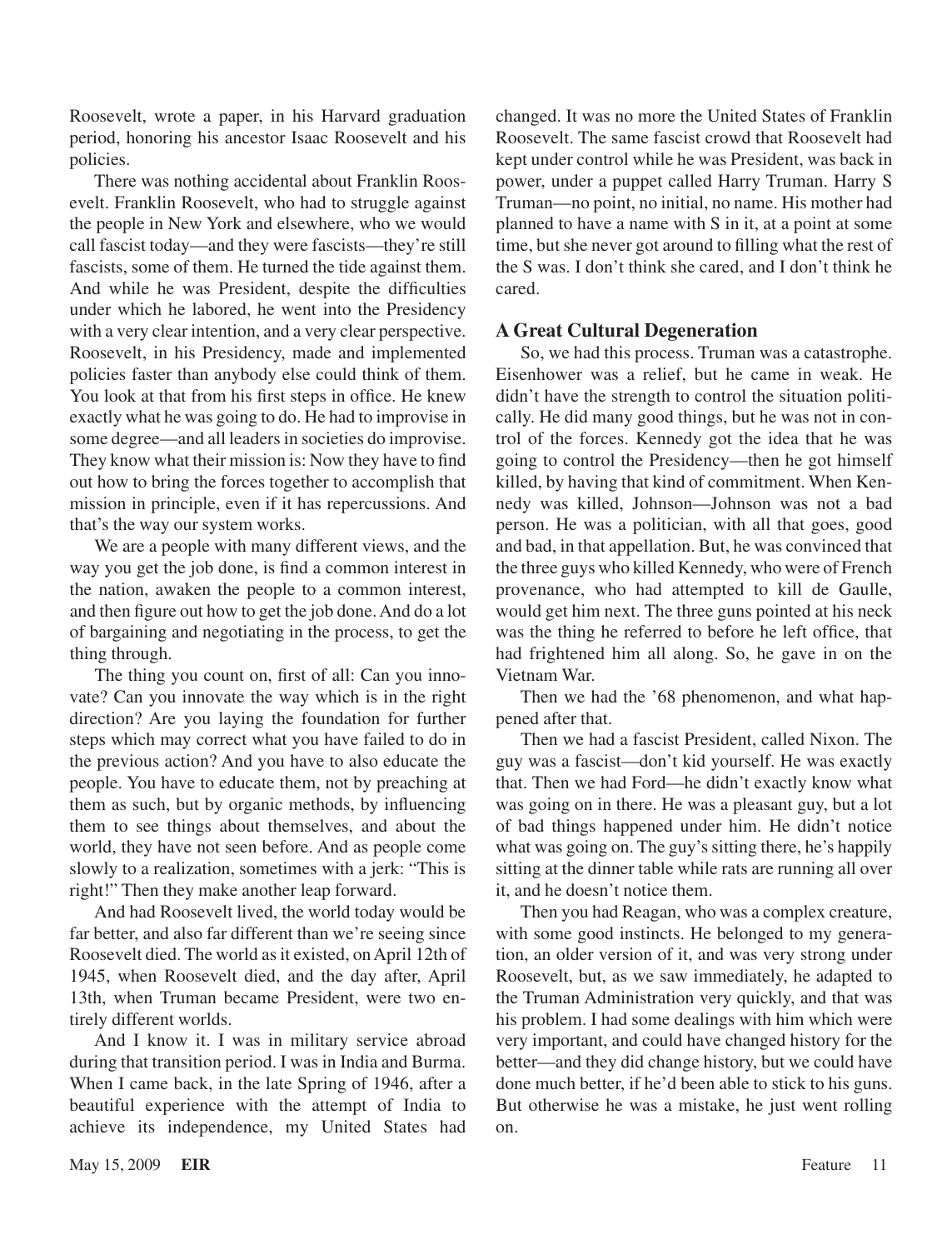Roosevelt, wrote a paper, in his Harvard graduation period, honoring his ancestor Isaac Roosevelt and his policies.

There was nothing accidental about Franklin Roosevelt. Franklin Roosevelt, who had to struggle against the people in New York and elsewhere, who we would call fascist today—and they were fascists—they're still fascists, some of them. He turned the tide against them. And while he was President, despite the difficulties under which he labored, he went into the Presidency with a very clear intention, and a very clear perspective. Roosevelt, in his Presidency, made and implemented policies faster than anybody else could think of them. You look at that from his first steps in office. He knew exactly what he was going to do. He had to improvise in some degree—and all leaders in societies do improvise. They know what their mission is: Now they have to find out how to bring the forces together to accomplish that mission in principle, even if it has repercussions. And that's the way our system works.

We are a people with many different views, and the way you get the job done, is find a common interest in the nation, awaken the people to a common interest, and then figure out how to get the job done. And do a lot of bargaining and negotiating in the process, to get the thing through.

The thing you count on, first of all: Can you innovate? Can you innovate the way which is in the right direction? Are you laying the foundation for further steps which may correct what you have failed to do in the previous action? And you have to also educate the people. You have to educate them, not by preaching at them as such, but by organic methods, by influencing them to see things about themselves, and about the world, they have not seen before. And as people come slowly to a realization, sometimes with a jerk: "This is right!" Then they make another leap forward.

And had Roosevelt lived, the world today would be far better, and also far different than we're seeing since Roosevelt died. The world as it existed, on April 12th of 1945, when Roosevelt died, and the day after, April 13th, when Truman became President, were two entirely different worlds.

And I know it. I was in military service abroad during that transition period. I was in India and Burma. When I came back, in the late Spring of 1946, after a beautiful experience with the attempt of India to achieve its independence, my United States had changed. It was no more the United States of Franklin Roosevelt. The same fascist crowd that Roosevelt had kept under control while he was President, was back in power, under a puppet called Harry Truman. Harry S Truman—no point, no initial, no name. His mother had planned to have a name with S in it, at a point at some time, but she never got around to filling what the rest of the S was. I don't think she cared, and I don't think he cared.

### A Great Cultural Degeneration

So, we had this process. Truman was a catastrophe. Eisenhower was a relief, but he came in weak. He didn't have the strength to control the situation politically. He did many good things, but he was not in control of the forces. Kennedy got the idea that he was going to control the Presidency—then he got himself killed, by having that kind of commitment. When Kennedy was killed, Johnson—Johnson was not a bad person. He was a politician, with all that goes, good and bad, in that appellation. But, he was convinced that the three guys who killed Kennedy, who were of French provenance, who had attempted to kill de Gaulle, would get him next. The three guns pointed at his neck was the thing he referred to before he left office, that had frightened him all along. So, he gave in on the Vietnam War.

Then we had the '68 phenomenon, and what happened after that.

Then we had a fascist President, called Nixon. The guy was a fascist—don't kid yourself. He was exactly that. Then we had Ford—he didn't exactly know what was going on in there. He was a pleasant guy, but a lot of bad things happened under him. He didn't notice what was going on. The guy's sitting there, he's happily sitting at the dinner table while rats are running all over it, and he doesn't notice them.

Then you had Reagan, who was a complex creature, with some good instincts. He belonged to my generation, an older version of it, and was very strong under Roosevelt, but, as we saw immediately, he adapted to the Truman Administration very quickly, and that was his problem. I had some dealings with him which were very important, and could have changed history for the better—and they did change history, but we could have done much better, if he'd been able to stick to his guns. But otherwise he was a mistake, he just went rolling on.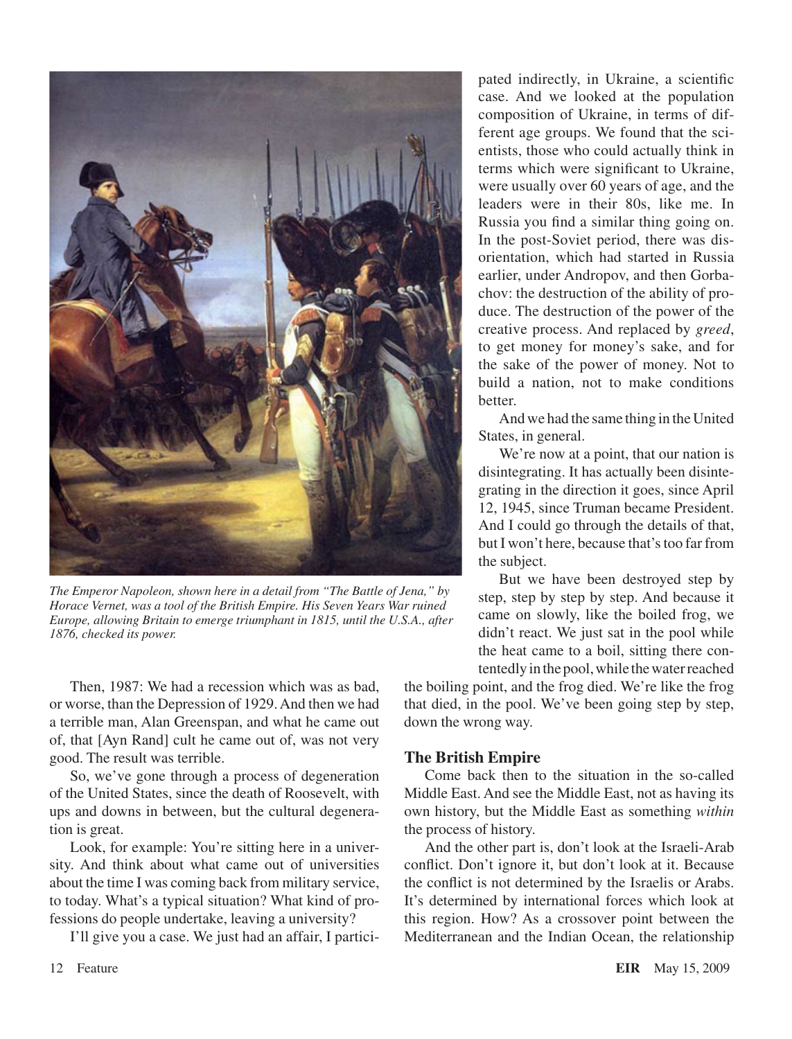*The Emperor Napoleon, shown here in a detail from "The Battle of Jena," by Horace Vernet, was a tool of the British Empire. His Seven Years War ruined Europe, allowing Britain to emerge triumphant in 1815, until the U.S.A., after 1876, checked its power.*

Then, 1987: We had a recession which was as bad, or worse, than the Depression of 1929. And then we had a terrible man, Alan Greenspan, and what he came out of, that [Ayn Rand] cult he came out of, was not very good. The result was terrible.

So, we've gone through a process of degeneration of the United States, since the death of Roosevelt, with ups and downs in between, but the cultural degeneration is great.

Look, for example: You're sitting here in a university. And think about what came out of universities about the time I was coming back from military service, to today. What's a typical situation? What kind of professions do people undertake, leaving a university?

I'll give you a case. We just had an affair, I participated indirectly, in Ukraine, a scientific case. And we looked at the population composition of Ukraine, in terms of different age groups. We found that the scientists, those who could actually think in terms which were significant to Ukraine, were usually over 60 years of age, and the leaders were in their 80s, like me. In Russia you find a similar thing going on. In the post-Soviet period, there was disorientation, which had started in Russia earlier, under Andropov, and then Gorbachov: the destruction of the ability of produce. The destruction of the power of the creative process. And replaced by *greed*, to get money for money's sake, and for the sake of the power of money. Not to build a nation, not to make conditions better.

And we had the same thing in the United States, in general.

We're now at a point, that our nation is disintegrating. It has actually been disintegrating in the direction it goes, since April 12, 1945, since Truman became President. And I could go through the details of that, but I won't here, because that's too far from the subject.

But we have been destroyed step by step, step by step by step. And because it came on slowly, like the boiled frog, we didn't react. We just sat in the pool while the heat came to a boil, sitting there contentedly in the pool, while the water reached the boiling point, and the frog died. We're like the frog that died, in the pool. We've been going step by step, down the wrong way.

## The British Empire

Come back then to the situation in the so-called Middle East. And see the Middle East, not as having its own history, but the Middle East as something *within* the process of history.

And the other part is, don't look at the Israeli-Arab conflict. Don't ignore it, but don't look at it. Because the conflict is not determined by the Israelis or Arabs. It's determined by international forces which look at this region. How? As a crossover point between the Mediterranean and the Indian Ocean, the relationship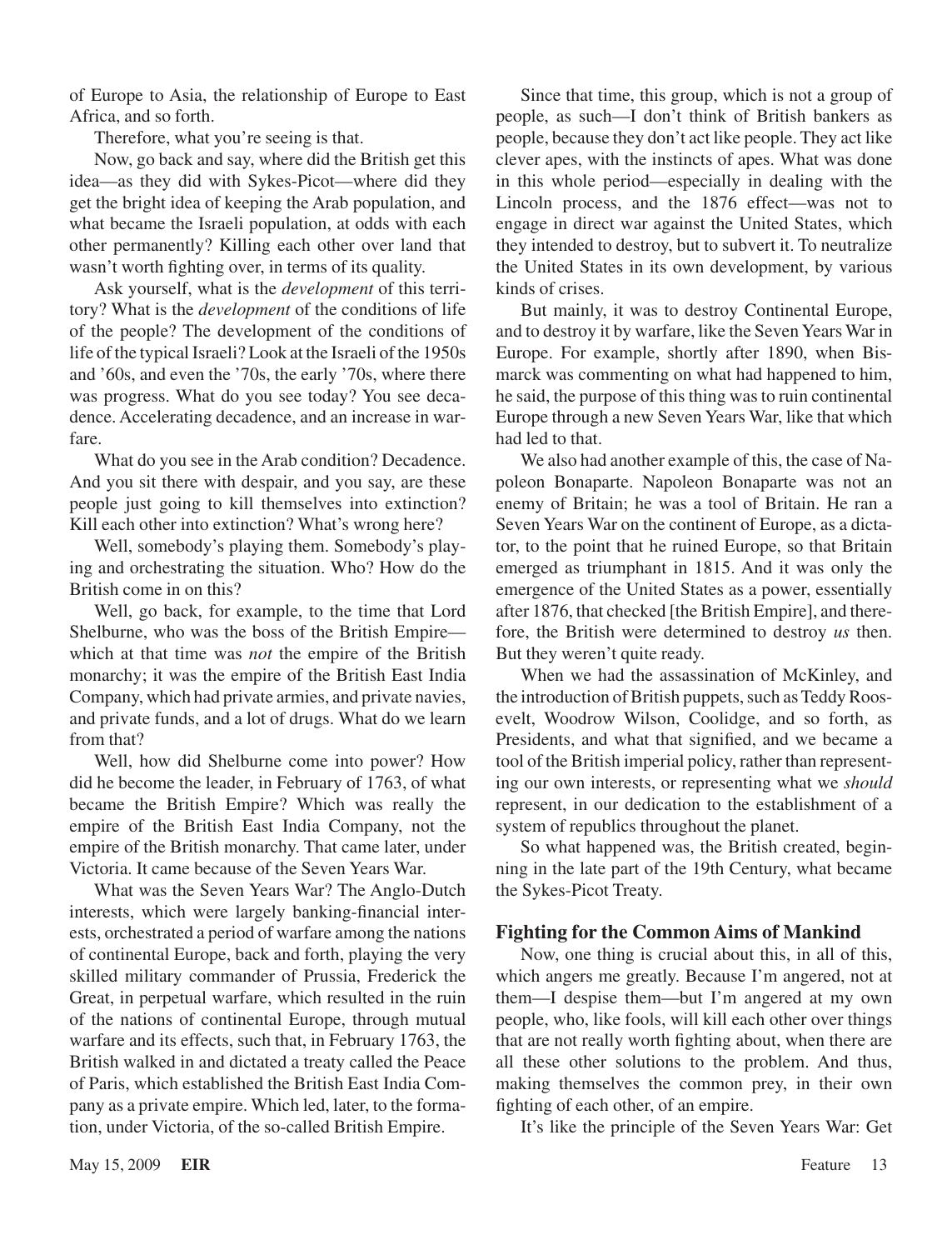of Europe to Asia, the relationship of Europe to East Africa, and so forth.

Therefore, what you're seeing is that.

Now, go back and say, where did the British get this idea—as they did with Sykes-Picot—where did they get the bright idea of keeping the Arab population, and what became the Israeli population, at odds with each other permanently? Killing each other over land that wasn't worth fighting over, in terms of its quality.

Ask yourself, what is the *development* of this territory? What is the *development* of the conditions of life of the people? The development of the conditions of life of the typical Israeli? Look at the Israeli of the 1950s and '60s, and even the '70s, the early '70s, where there was progress. What do you see today? You see decadence. Accelerating decadence, and an increase in warfare.

What do you see in the Arab condition? Decadence. And you sit there with despair, and you say, are these people just going to kill themselves into extinction? Kill each other into extinction? What's wrong here?

Well, somebody's playing them. Somebody's playing and orchestrating the situation. Who? How do the British come in on this?

Well, go back, for example, to the time that Lord Shelburne, who was the boss of the British Empire—which at that time was *not* the empire of the British monarchy; it was the empire of the British East India Company, which had private armies, and private navies, and private funds, and a lot of drugs. What do we learn from that?

Well, how did Shelburne come into power? How did he become the leader, in February of 1763, of what became the British Empire? Which was really the empire of the British East India Company, not the empire of the British monarchy. That came later, under Victoria. It came because of the Seven Years War.

What was the Seven Years War? The Anglo-Dutch interests, which were largely banking-financial interests, orchestrated a period of warfare among the nations of continental Europe, back and forth, playing the very skilled military commander of Prussia, Frederick the Great, in perpetual warfare, which resulted in the ruin of the nations of continental Europe, through mutual warfare and its effects, such that, in February 1763, the British walked in and dictated a treaty called the Peace of Paris, which established the British East India Company as a private empire. Which led, later, to the formation, under Victoria, of the so-called British Empire.

Since that time, this group, which is not a group of people, as such—I don't think of British bankers as people, because they don't act like people. They act like clever apes, with the instincts of apes. What was done in this whole period—especially in dealing with the Lincoln process, and the 1876 effect—was not to engage in direct war against the United States, which they intended to destroy, but to subvert it. To neutralize the United States in its own development, by various kinds of crises.

But mainly, it was to destroy Continental Europe, and to destroy it by warfare, like the Seven Years War in Europe. For example, shortly after 1890, when Bismarck was commenting on what had happened to him, he said, the purpose of this thing was to ruin continental Europe through a new Seven Years War, like that which had led to that.

We also had another example of this, the case of Napoleon Bonaparte. Napoleon Bonaparte was not an enemy of Britain; he was a tool of Britain. He ran a Seven Years War on the continent of Europe, as a dictator, to the point that he ruined Europe, so that Britain emerged as triumphant in 1815. And it was only the emergence of the United States as a power, essentially after 1876, that checked [the British Empire], and therefore, the British were determined to destroy *us* then. But they weren't quite ready.

When we had the assassination of McKinley, and the introduction of British puppets, such as Teddy Roosevelt, Woodrow Wilson, Coolidge, and so forth, as Presidents, and what that signified, and we became a tool of the British imperial policy, rather than representing our own interests, or representing what we *should* represent, in our dedication to the establishment of a system of republics throughout the planet.

So what happened was, the British created, beginning in the late part of the 19th Century, what became the Sykes-Picot Treaty.

## Fighting for the Common Aims of Mankind

Now, one thing is crucial about this, in all of this, which angers me greatly. Because I'm angered, not at them—I despise them—but I'm angered at my own people, who, like fools, will kill each other over things that are not really worth fighting about, when there are all these other solutions to the problem. And thus, making themselves the common prey, in their own fighting of each other, of an empire.

It's like the principle of the Seven Years War: Get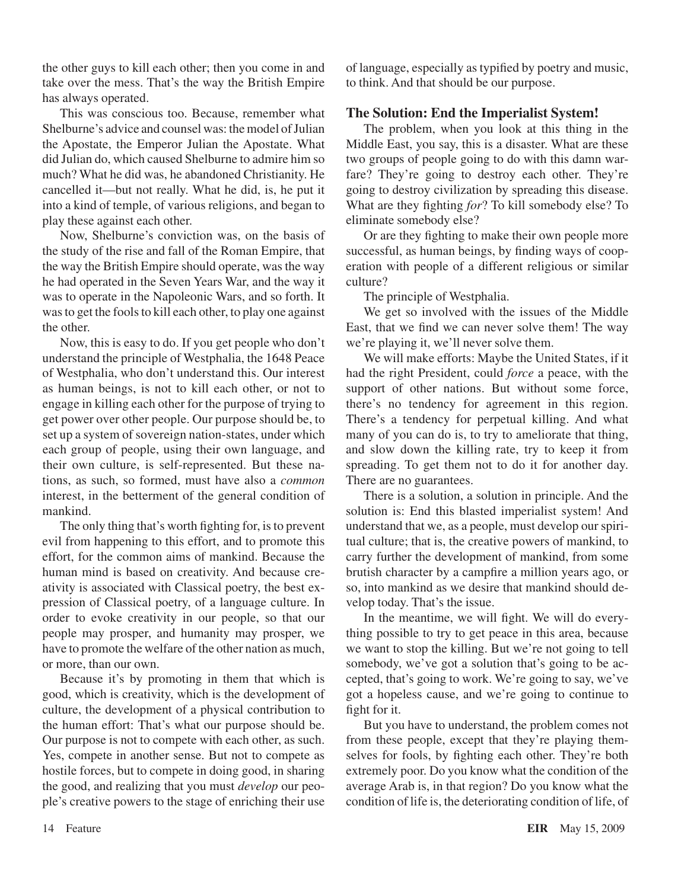the other guys to kill each other; then you come in and take over the mess. That's the way the British Empire has always operated.

This was conscious too. Because, remember what Shelburne's advice and counsel was: the model of Julian the Apostate, the Emperor Julian the Apostate. What did Julian do, which caused Shelburne to admire him so much? What he did was, he abandoned Christianity. He cancelled it—but not really. What he did, is, he put it into a kind of temple, of various religions, and began to play these against each other.

Now, Shelburne's conviction was, on the basis of the study of the rise and fall of the Roman Empire, that the way the British Empire should operate, was the way he had operated in the Seven Years War, and the way it was to operate in the Napoleonic Wars, and so forth. It was to get the fools to kill each other, to play one against the other.

Now, this is easy to do. If you get people who don't understand the principle of Westphalia, the 1648 Peace of Westphalia, who don't understand this. Our interest as human beings, is not to kill each other, or not to engage in killing each other for the purpose of trying to get power over other people. Our purpose should be, to set up a system of sovereign nation-states, under which each group of people, using their own language, and their own culture, is self-represented. But these nations, as such, so formed, must have also a *common* interest, in the betterment of the general condition of mankind.

The only thing that's worth fighting for, is to prevent evil from happening to this effort, and to promote this effort, for the common aims of mankind. Because the human mind is based on creativity. And because creativity is associated with Classical poetry, the best expression of Classical poetry, of a language culture. In order to evoke creativity in our people, so that our people may prosper, and humanity may prosper, we have to promote the welfare of the other nation as much, or more, than our own.

Because it's by promoting in them that which is good, which is creativity, which is the development of culture, the development of a physical contribution to the human effort: That's what our purpose should be. Our purpose is not to compete with each other, as such. Yes, compete in another sense. But not to compete as hostile forces, but to compete in doing good, in sharing the good, and realizing that you must *develop* our people's creative powers to the stage of enriching their use of language, especially as typified by poetry and music, to think. And that should be our purpose.

## The Solution: End the Imperialist System!

The problem, when you look at this thing in the Middle East, you say, this is a disaster. What are these two groups of people going to do with this damn warfare? They're going to destroy each other. They're going to destroy civilization by spreading this disease. What are they fighting *for*? To kill somebody else? To eliminate somebody else?

Or are they fighting to make their own people more successful, as human beings, by finding ways of cooperation with people of a different religious or similar culture?

The principle of Westphalia.

We get so involved with the issues of the Middle East, that we find we can never solve them! The way we're playing it, we'll never solve them.

We will make efforts: Maybe the United States, if it had the right President, could *force* a peace, with the support of other nations. But without some force, there's no tendency for agreement in this region. There's a tendency for perpetual killing. And what many of you can do is, to try to ameliorate that thing, and slow down the killing rate, try to keep it from spreading. To get them not to do it for another day. There are no guarantees.

There is a solution, a solution in principle. And the solution is: End this blasted imperialist system! And understand that we, as a people, must develop our spiritual culture; that is, the creative powers of mankind, to carry further the development of mankind, from some brutish character by a campfire a million years ago, or so, into mankind as we desire that mankind should develop today. That's the issue.

In the meantime, we will fight. We will do everything possible to try to get peace in this area, because we want to stop the killing. But we're not going to tell somebody, we've got a solution that's going to be accepted, that's going to work. We're going to say, we've got a hopeless cause, and we're going to continue to fight for it.

But you have to understand, the problem comes not from these people, except that they're playing themselves for fools, by fighting each other. They're both extremely poor. Do you know what the condition of the average Arab is, in that region? Do you know what the condition of life is, the deteriorating condition of life, of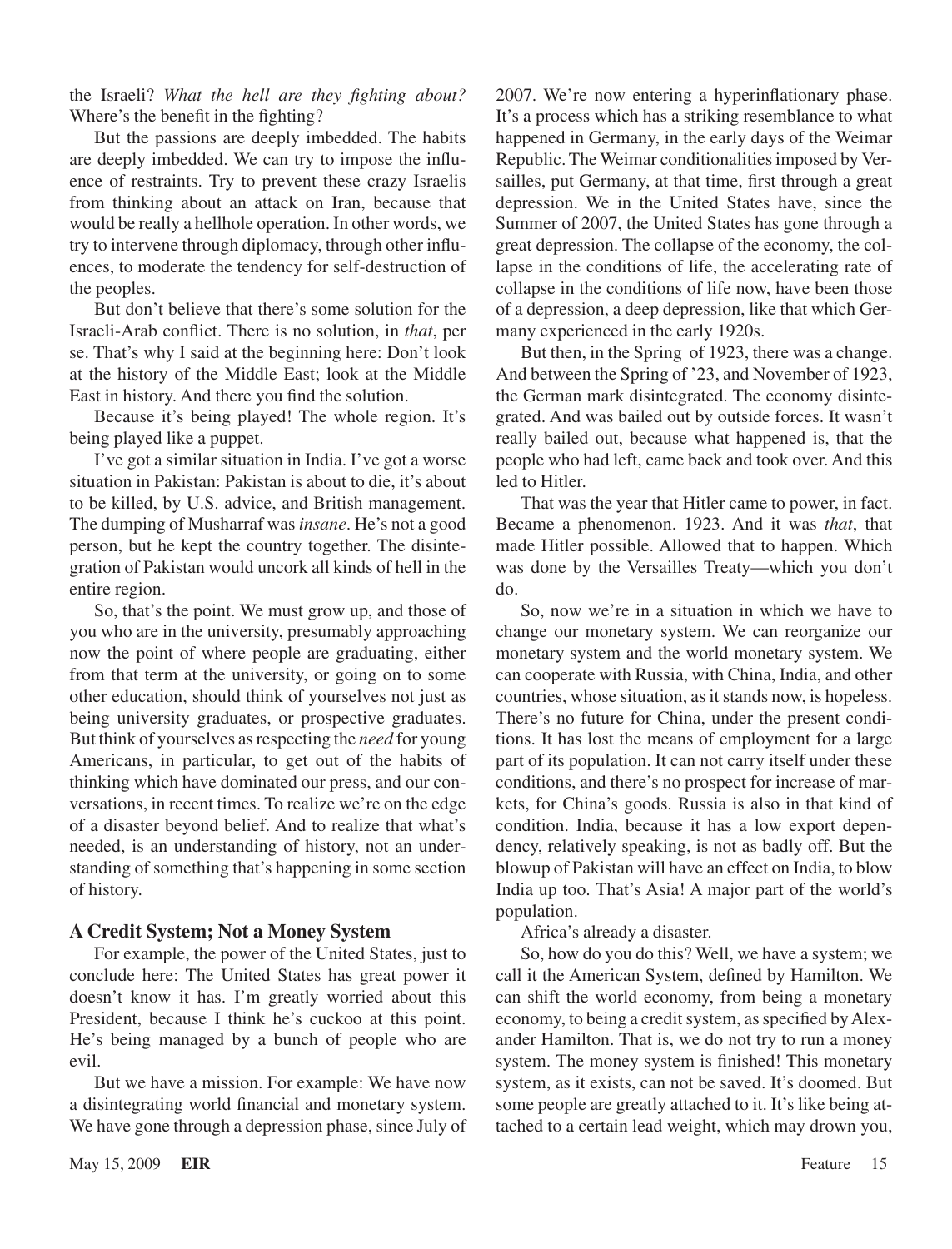the Israeli? *What the hell are they fighting about?* Where's the benefit in the fighting?

But the passions are deeply imbedded. The habits are deeply imbedded. We can try to impose the influence of restraints. Try to prevent these crazy Israelis from thinking about an attack on Iran, because that would be really a hellhole operation. In other words, we try to intervene through diplomacy, through other influences, to moderate the tendency for self-destruction of the peoples.

But don't believe that there's some solution for the Israeli-Arab conflict. There is no solution, in *that*, per se. That's why I said at the beginning here: Don't look at the history of the Middle East; look at the Middle East in history. And there you find the solution.

Because it's being played! The whole region. It's being played like a puppet.

I've got a similar situation in India. I've got a worse situation in Pakistan: Pakistan is about to die, it's about to be killed, by U.S. advice, and British management. The dumping of Musharraf was *insane*. He's not a good person, but he kept the country together. The disintegration of Pakistan would uncork all kinds of hell in the entire region.

So, that's the point. We must grow up, and those of you who are in the university, presumably approaching now the point of where people are graduating, either from that term at the university, or going on to some other education, should think of yourselves not just as being university graduates, or prospective graduates. But think of yourselves as respecting the *need* for young Americans, in particular, to get out of the habits of thinking which have dominated our press, and our conversations, in recent times. To realize we're on the edge of a disaster beyond belief. And to realize that what's needed, is an understanding of history, not an understanding of something that's happening in some section of history.

## A Credit System; Not a Money System

For example, the power of the United States, just to conclude here: The United States has great power it doesn't know it has. I'm greatly worried about this President, because I think he's cuckoo at this point. He's being managed by a bunch of people who are evil.

But we have a mission. For example: We have now a disintegrating world financial and monetary system. We have gone through a depression phase, since July of 2007. We're now entering a hyperinflationary phase. It's a process which has a striking resemblance to what happened in Germany, in the early days of the Weimar Republic. The Weimar conditionalities imposed by Versailles, put Germany, at that time, first through a great depression. We in the United States have, since the Summer of 2007, the United States has gone through a great depression. The collapse of the economy, the collapse in the conditions of life, the accelerating rate of collapse in the conditions of life now, have been those of a depression, a deep depression, like that which Germany experienced in the early 1920s.

But then, in the Spring of 1923, there was a change. And between the Spring of '23, and November of 1923, the German mark disintegrated. The economy disintegrated. And was bailed out by outside forces. It wasn't really bailed out, because what happened is, that the people who had left, came back and took over. And this led to Hitler.

That was the year that Hitler came to power, in fact. Became a phenomenon. 1923. And it was *that*, that made Hitler possible. Allowed that to happen. Which was done by the Versailles Treaty—which you don't do.

So, now we're in a situation in which we have to change our monetary system. We can reorganize our monetary system and the world monetary system. We can cooperate with Russia, with China, India, and other countries, whose situation, as it stands now, is hopeless. There's no future for China, under the present conditions. It has lost the means of employment for a large part of its population. It can not carry itself under these conditions, and there's no prospect for increase of markets, for China's goods. Russia is also in that kind of condition. India, because it has a low export dependency, relatively speaking, is not as badly off. But the blowup of Pakistan will have an effect on India, to blow India up too. That's Asia! A major part of the world's population.

Africa's already a disaster.

So, how do you do this? Well, we have a system; we call it the American System, defined by Hamilton. We can shift the world economy, from being a monetary economy, to being a credit system, as specified by Alexander Hamilton. That is, we do not try to run a money system. The money system is finished! This monetary system, as it exists, can not be saved. It's doomed. But some people are greatly attached to it. It's like being attached to a certain lead weight, which may drown you,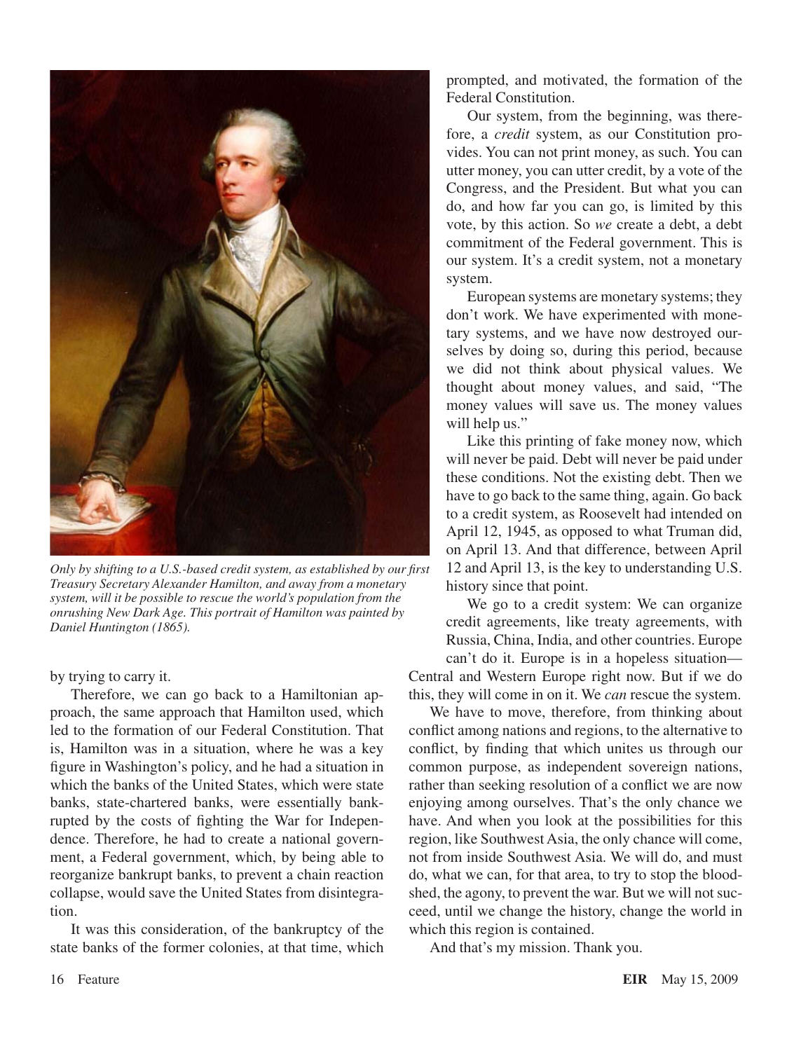*Only by shifting to a U.S.-based credit system, as established by our first Treasury Secretary Alexander Hamilton, and away from a monetary system, will it be possible to rescue the world's population from the onrushing New Dark Age. This portrait of Hamilton was painted by Daniel Huntington (1865).*

by trying to carry it.

Therefore, we can go back to a Hamiltonian approach, the same approach that Hamilton used, which led to the formation of our Federal Constitution. That is, Hamilton was in a situation, where he was a key figure in Washington's policy, and he had a situation in which the banks of the United States, which were state banks, state-chartered banks, were essentially bankrupted by the costs of fighting the War for Independence. Therefore, he had to create a national government, a Federal government, which, by being able to reorganize bankrupt banks, to prevent a chain reaction collapse, would save the United States from disintegration.

It was this consideration, of the bankruptcy of the state banks of the former colonies, at that time, which prompted, and motivated, the formation of the Federal Constitution.

Our system, from the beginning, was therefore, a *credit* system, as our Constitution provides. You can not print money, as such. You can utter money, you can utter credit, by a vote of the Congress, and the President. But what you can do, and how far you can go, is limited by this vote, by this action. So *we* create a debt, a debt commitment of the Federal government. This is our system. It's a credit system, not a monetary system.

European systems are monetary systems; they don't work. We have experimented with monetary systems, and we have now destroyed ourselves by doing so, during this period, because we did not think about physical values. We thought about money values, and said, "The money values will save us. The money values will help us."

Like this printing of fake money now, which will never be paid. Debt will never be paid under these conditions. Not the existing debt. Then we have to go back to the same thing, again. Go back to a credit system, as Roosevelt had intended on April 12, 1945, as opposed to what Truman did, on April 13. And that difference, between April 12 and April 13, is the key to understanding U.S. history since that point.

We go to a credit system: We can organize credit agreements, like treaty agreements, with Russia, China, India, and other countries. Europe can't do it. Europe is in a hopeless situation—Central and Western Europe right now. But if we do this, they will come in on it. We *can* rescue the system.

We have to move, therefore, from thinking about conflict among nations and regions, to the alternative to conflict, by finding that which unites us through our common purpose, as independent sovereign nations, rather than seeking resolution of a conflict we are now enjoying among ourselves. That's the only chance we have. And when you look at the possibilities for this region, like Southwest Asia, the only chance will come, not from inside Southwest Asia. We will do, and must do, what we can, for that area, to try to stop the bloodshed, the agony, to prevent the war. But we will not succeed, until we change the history, change the world in which this region is contained.

And that's my mission. Thank you.